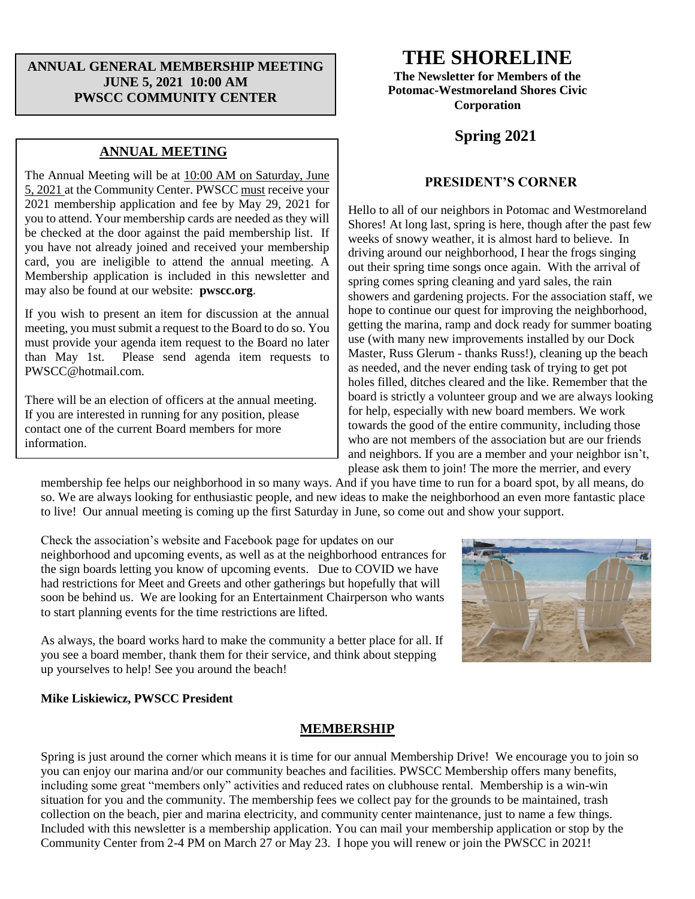# THE SHORELINE

**The Newsletter for Members of the Potomac-Westmoreland Shores Civic Corporation**

## Spring 2021

**ANNUAL GENERAL MEMBERSHIP MEETING**
**JUNE 5, 2021 10:00 AM**
**PWSCC COMMUNITY CENTER**

## ANNUAL MEETING

The Annual Meeting will be at 10:00 AM on Saturday, June 5, 2021 at the Community Center. PWSCC must receive your 2021 membership application and fee by May 29, 2021 for you to attend. Your membership cards are needed as they will be checked at the door against the paid membership list. If you have not already joined and received your membership card, you are ineligible to attend the annual meeting. A Membership application is included in this newsletter and may also be found at our website: **pwscc.org**.

If you wish to present an item for discussion at the annual meeting, you must submit a request to the Board to do so. You must provide your agenda item request to the Board no later than May 1st. Please send agenda item requests to PWSCC@hotmail.com.

There will be an election of officers at the annual meeting. If you are interested in running for any position, please contact one of the current Board members for more information.

## PRESIDENT'S CORNER

Hello to all of our neighbors in Potomac and Westmoreland Shores! At long last, spring is here, though after the past few weeks of snowy weather, it is almost hard to believe. In driving around our neighborhood, I hear the frogs singing out their spring time songs once again. With the arrival of spring comes spring cleaning and yard sales, the rain showers and gardening projects. For the association staff, we hope to continue our quest for improving the neighborhood, getting the marina, ramp and dock ready for summer boating use (with many new improvements installed by our Dock Master, Russ Glerum - thanks Russ!), cleaning up the beach as needed, and the never ending task of trying to get pot holes filled, ditches cleared and the like. Remember that the board is strictly a volunteer group and we are always looking for help, especially with new board members. We work towards the good of the entire community, including those who are not members of the association but are our friends and neighbors. If you are a member and your neighbor isn't, please ask them to join! The more the merrier, and every membership fee helps our neighborhood in so many ways. And if you have time to run for a board spot, by all means, do so. We are always looking for enthusiastic people, and new ideas to make the neighborhood an even more fantastic place to live! Our annual meeting is coming up the first Saturday in June, so come out and show your support.

Check the association's website and Facebook page for updates on our neighborhood and upcoming events, as well as at the neighborhood entrances for the sign boards letting you know of upcoming events. Due to COVID we have had restrictions for Meet and Greets and other gatherings but hopefully that will soon be behind us. We are looking for an Entertainment Chairperson who wants to start planning events for the time restrictions are lifted.

As always, the board works hard to make the community a better place for all. If you see a board member, thank them for their service, and think about stepping up yourselves to help! See you around the beach!

**Mike Liskiewicz, PWSCC President**

## MEMBERSHIP

Spring is just around the corner which means it is time for our annual Membership Drive! We encourage you to join so you can enjoy our marina and/or our community beaches and facilities. PWSCC Membership offers many benefits, including some great "members only" activities and reduced rates on clubhouse rental. Membership is a win-win situation for you and the community. The membership fees we collect pay for the grounds to be maintained, trash collection on the beach, pier and marina electricity, and community center maintenance, just to name a few things. Included with this newsletter is a membership application. You can mail your membership application or stop by the Community Center from 2-4 PM on March 27 or May 23. I hope you will renew or join the PWSCC in 2021!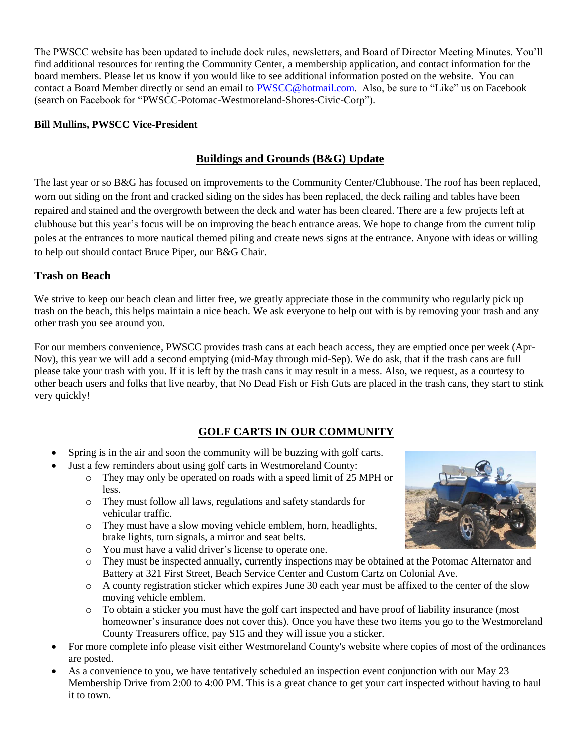The PWSCC website has been updated to include dock rules, newsletters, and Board of Director Meeting Minutes. You'll find additional resources for renting the Community Center, a membership application, and contact information for the board members. Please let us know if you would like to see additional information posted on the website. You can contact a Board Member directly or send an email to PWSCC@hotmail.com. Also, be sure to "Like" us on Facebook (search on Facebook for "PWSCC-Potomac-Westmoreland-Shores-Civic-Corp").

**Bill Mullins, PWSCC Vice-President**

## Buildings and Grounds (B&G) Update

The last year or so B&G has focused on improvements to the Community Center/Clubhouse. The roof has been replaced, worn out siding on the front and cracked siding on the sides has been replaced, the deck railing and tables have been repaired and stained and the overgrowth between the deck and water has been cleared. There are a few projects left at clubhouse but this year's focus will be on improving the beach entrance areas. We hope to change from the current tulip poles at the entrances to more nautical themed piling and create news signs at the entrance. Anyone with ideas or willing to help out should contact Bruce Piper, our B&G Chair.

### Trash on Beach

We strive to keep our beach clean and litter free, we greatly appreciate those in the community who regularly pick up trash on the beach, this helps maintain a nice beach. We ask everyone to help out with is by removing your trash and any other trash you see around you.

For our members convenience, PWSCC provides trash cans at each beach access, they are emptied once per week (Apr-Nov), this year we will add a second emptying (mid-May through mid-Sep). We do ask, that if the trash cans are full please take your trash with you. If it is left by the trash cans it may result in a mess. Also, we request, as a courtesy to other beach users and folks that live nearby, that No Dead Fish or Fish Guts are placed in the trash cans, they start to stink very quickly!

## GOLF CARTS IN OUR COMMUNITY

- Spring is in the air and soon the community will be buzzing with golf carts.
- Just a few reminders about using golf carts in Westmoreland County:
  - They may only be operated on roads with a speed limit of 25 MPH or less.
  - They must follow all laws, regulations and safety standards for vehicular traffic.
  - They must have a slow moving vehicle emblem, horn, headlights, brake lights, turn signals, a mirror and seat belts.
  - You must have a valid driver's license to operate one.
  - They must be inspected annually, currently inspections may be obtained at the Potomac Alternator and Battery at 321 First Street, Beach Service Center and Custom Cartz on Colonial Ave.
  - A county registration sticker which expires June 30 each year must be affixed to the center of the slow moving vehicle emblem.
  - To obtain a sticker you must have the golf cart inspected and have proof of liability insurance (most homeowner's insurance does not cover this). Once you have these two items you go to the Westmoreland County Treasurers office, pay $15 and they will issue you a sticker.
- For more complete info please visit either Westmoreland County's website where copies of most of the ordinances are posted.
- As a convenience to you, we have tentatively scheduled an inspection event conjunction with our May 23 Membership Drive from 2:00 to 4:00 PM. This is a great chance to get your cart inspected without having to haul it to town.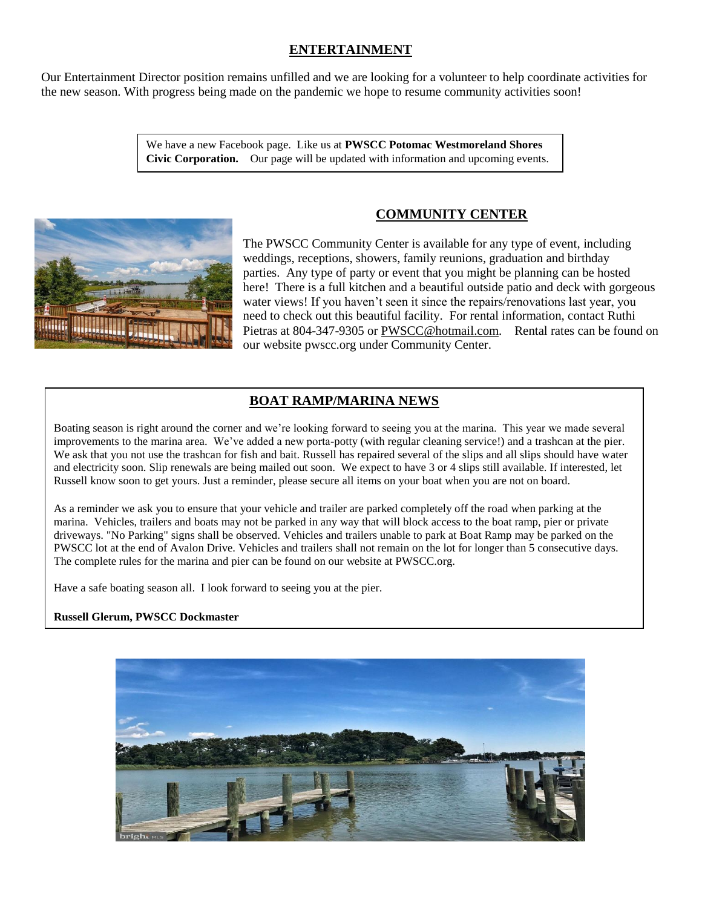## ENTERTAINMENT

Our Entertainment Director position remains unfilled and we are looking for a volunteer to help coordinate activities for the new season. With progress being made on the pandemic we hope to resume community activities soon!

We have a new Facebook page. Like us at **PWSCC Potomac Westmoreland Shores Civic Corporation.** Our page will be updated with information and upcoming events.

## COMMUNITY CENTER

The PWSCC Community Center is available for any type of event, including weddings, receptions, showers, family reunions, graduation and birthday parties. Any type of party or event that you might be planning can be hosted here! There is a full kitchen and a beautiful outside patio and deck with gorgeous water views! If you haven't seen it since the repairs/renovations last year, you need to check out this beautiful facility. For rental information, contact Ruthi Pietras at 804-347-9305 or PWSCC@hotmail.com. Rental rates can be found on our website pwscc.org under Community Center.

## BOAT RAMP/MARINA NEWS

Boating season is right around the corner and we're looking forward to seeing you at the marina. This year we made several improvements to the marina area. We've added a new porta-potty (with regular cleaning service!) and a trashcan at the pier. We ask that you not use the trashcan for fish and bait. Russell has repaired several of the slips and all slips should have water and electricity soon. Slip renewals are being mailed out soon. We expect to have 3 or 4 slips still available. If interested, let Russell know soon to get yours. Just a reminder, please secure all items on your boat when you are not on board.

As a reminder we ask you to ensure that your vehicle and trailer are parked completely off the road when parking at the marina. Vehicles, trailers and boats may not be parked in any way that will block access to the boat ramp, pier or private driveways. "No Parking" signs shall be observed. Vehicles and trailers unable to park at Boat Ramp may be parked on the PWSCC lot at the end of Avalon Drive. Vehicles and trailers shall not remain on the lot for longer than 5 consecutive days. The complete rules for the marina and pier can be found on our website at PWSCC.org.

Have a safe boating season all. I look forward to seeing you at the pier.

**Russell Glerum, PWSCC Dockmaster**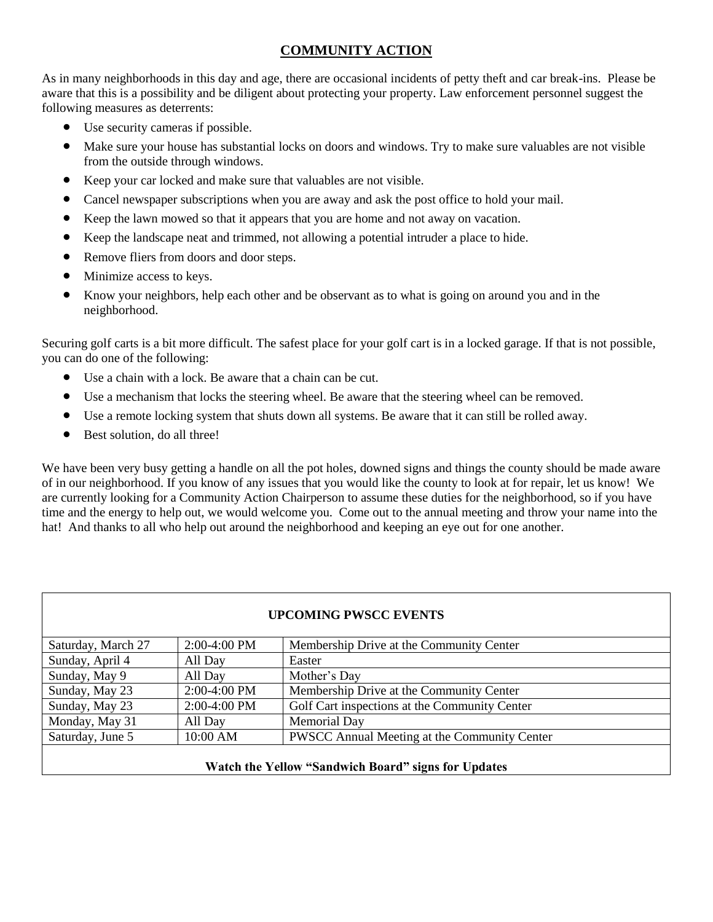## COMMUNITY ACTION

As in many neighborhoods in this day and age, there are occasional incidents of petty theft and car break-ins. Please be aware that this is a possibility and be diligent about protecting your property. Law enforcement personnel suggest the following measures as deterrents:

- Use security cameras if possible.
- Make sure your house has substantial locks on doors and windows. Try to make sure valuables are not visible from the outside through windows.
- Keep your car locked and make sure that valuables are not visible.
- Cancel newspaper subscriptions when you are away and ask the post office to hold your mail.
- Keep the lawn mowed so that it appears that you are home and not away on vacation.
- Keep the landscape neat and trimmed, not allowing a potential intruder a place to hide.
- Remove fliers from doors and door steps.
- Minimize access to keys.
- Know your neighbors, help each other and be observant as to what is going on around you and in the neighborhood.

Securing golf carts is a bit more difficult. The safest place for your golf cart is in a locked garage. If that is not possible, you can do one of the following:

- Use a chain with a lock. Be aware that a chain can be cut.
- Use a mechanism that locks the steering wheel. Be aware that the steering wheel can be removed.
- Use a remote locking system that shuts down all systems. Be aware that it can still be rolled away.
- Best solution, do all three!

We have been very busy getting a handle on all the pot holes, downed signs and things the county should be made aware of in our neighborhood. If you know of any issues that you would like the county to look at for repair, let us know! We are currently looking for a Community Action Chairperson to assume these duties for the neighborhood, so if you have time and the energy to help out, we would welcome you. Come out to the annual meeting and throw your name into the hat! And thanks to all who help out around the neighborhood and keeping an eye out for one another.

**UPCOMING PWSCC EVENTS**

| Date | Time | Event |
|---|---|---|
| Saturday, March 27 | 2:00-4:00 PM | Membership Drive at the Community Center |
| Sunday, April 4 | All Day | Easter |
| Sunday, May 9 | All Day | Mother's Day |
| Sunday, May 23 | 2:00-4:00 PM | Membership Drive at the Community Center |
| Sunday, May 23 | 2:00-4:00 PM | Golf Cart inspections at the Community Center |
| Monday, May 31 | All Day | Memorial Day |
| Saturday, June 5 | 10:00 AM | PWSCC Annual Meeting at the Community Center |

**Watch the Yellow "Sandwich Board" signs for Updates**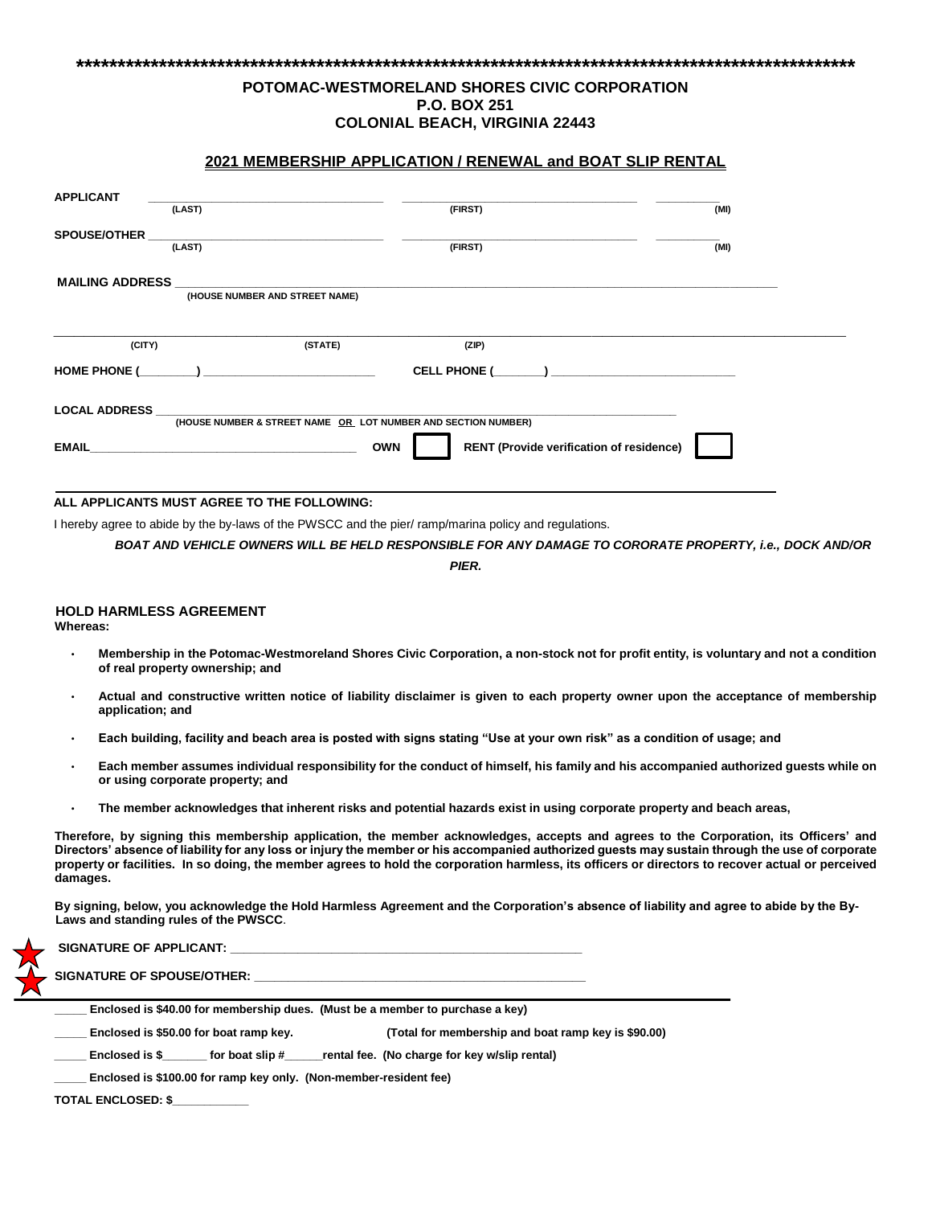****************************************************************************************************

**POTOMAC-WESTMORELAND SHORES CIVIC CORPORATION**
**P.O. BOX 251**
**COLONIAL BEACH, VIRGINIA 22443**

## 2021 MEMBERSHIP APPLICATION / RENEWAL and BOAT SLIP RENTAL

**APPLICANT** ______________________ ______________________ __________
(LAST) (FIRST) (MI)

**SPOUSE/OTHER** ______________________ ______________________ __________
(LAST) (FIRST) (MI)

**MAILING ADDRESS** ____________________________________________
(HOUSE NUMBER AND STREET NAME)

____________________________________________
(CITY) (STATE) (ZIP)

**HOME PHONE (________)** ______________________ **CELL PHONE (_______)** ______________________

**LOCAL ADDRESS** ____________________________________________
(HOUSE NUMBER & STREET NAME OR LOT NUMBER AND SECTION NUMBER)

**EMAIL**______________________ **OWN** ☐ **RENT (Provide verification of residence)** ☐

**ALL APPLICANTS MUST AGREE TO THE FOLLOWING:**

I hereby agree to abide by the by-laws of the PWSCC and the pier/ ramp/marina policy and regulations.

***BOAT AND VEHICLE OWNERS WILL BE HELD RESPONSIBLE FOR ANY DAMAGE TO CORORATE PROPERTY, i.e., DOCK AND/OR PIER.***

### HOLD HARMLESS AGREEMENT

**Whereas:**

- **Membership in the Potomac-Westmoreland Shores Civic Corporation, a non-stock not for profit entity, is voluntary and not a condition of real property ownership; and**
- **Actual and constructive written notice of liability disclaimer is given to each property owner upon the acceptance of membership application; and**
- **Each building, facility and beach area is posted with signs stating "Use at your own risk" as a condition of usage; and**
- **Each member assumes individual responsibility for the conduct of himself, his family and his accompanied authorized guests while on or using corporate property; and**
- **The member acknowledges that inherent risks and potential hazards exist in using corporate property and beach areas,**

**Therefore, by signing this membership application, the member acknowledges, accepts and agrees to the Corporation, its Officers' and Directors' absence of liability for any loss or injury the member or his accompanied authorized guests may sustain through the use of corporate property or facilities. In so doing, the member agrees to hold the corporation harmless, its officers or directors to recover actual or perceived damages.**

**By signing, below, you acknowledge the Hold Harmless Agreement and the Corporation's absence of liability and agree to abide by the By-Laws and standing rules of the PWSCC.**

**SIGNATURE OF APPLICANT:** ____________________________________________

**SIGNATURE OF SPOUSE/OTHER:** ____________________________________________

**_____ Enclosed is $40.00 for membership dues. (Must be a member to purchase a key)**

**_____ Enclosed is $50.00 for boat ramp key. (Total for membership and boat ramp key is $90.00)**

**_____ Enclosed is $_______ for boat slip #______rental fee. (No charge for key w/slip rental)**

**_____ Enclosed is $100.00 for ramp key only. (Non-member-resident fee)**

**TOTAL ENCLOSED: $____________**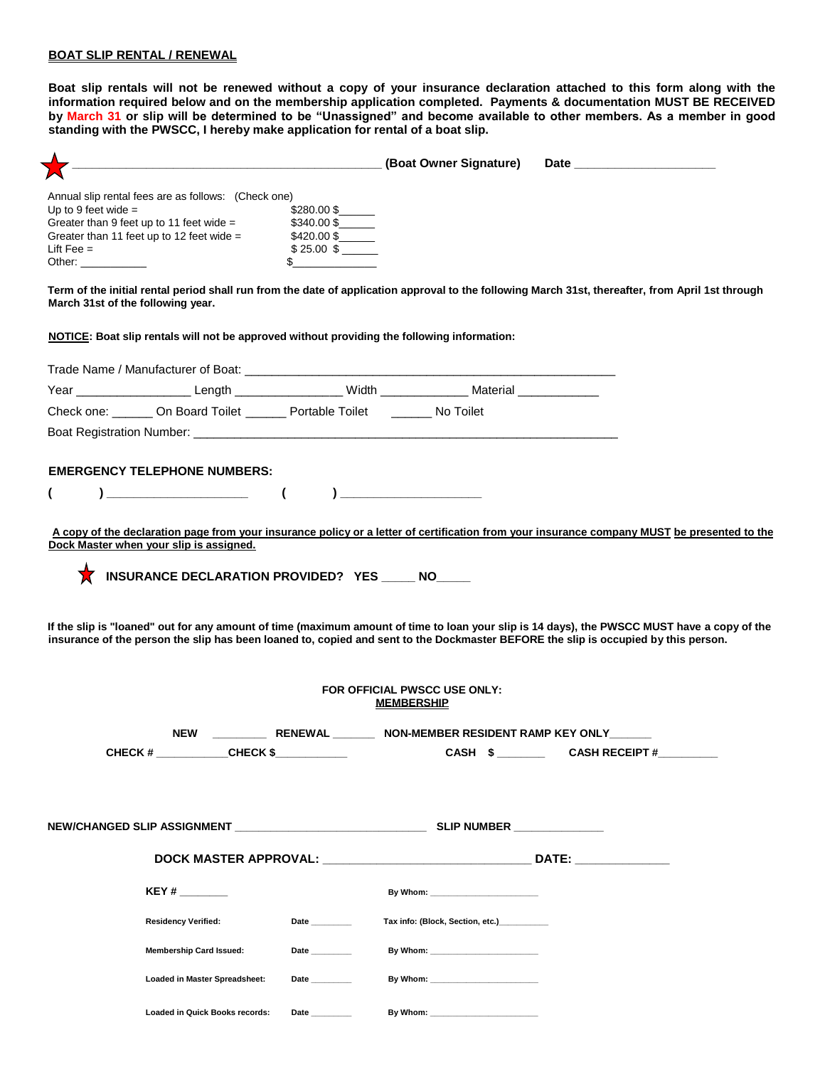**BOAT SLIP RENTAL / RENEWAL**

**Boat slip rentals will not be renewed without a copy of your insurance declaration attached to this form along with the information required below and on the membership application completed. Payments & documentation MUST BE RECEIVED by March 31 or slip will be determined to be "Unassigned" and become available to other members. As a member in good standing with the PWSCC, I hereby make application for rental of a boat slip.**

★ ______________________________________________ **(Boat Owner Signature)** **Date** ____________________

Annual slip rental fees are as follows: (Check one)

| | |
|---|---|
| Up to 9 feet wide = | $280.00 $______ |
| Greater than 9 feet up to 11 feet wide = | $340.00 $______ |
| Greater than 11 feet up to 12 feet wide = | $420.00 $______ |
| Lift Fee = | $ 25.00 $ ______ |
| Other: ___________ | $______________ |

**Term of the initial rental period shall run from the date of application approval to the following March 31st, thereafter, from April 1st through March 31st of the following year.**

**NOTICE: Boat slip rentals will not be approved without providing the following information:**

Trade Name / Manufacturer of Boat: ________________________________________________________

Year _________________ Length ________________ Width _____________ Material ____________

Check one: ______ On Board Toilet ______ Portable Toilet ______ No Toilet

Boat Registration Number: __________________________________________________________________

**EMERGENCY TELEPHONE NUMBERS:**

**( ) ____________________ ( ) ____________________**

**A copy of the declaration page from your insurance policy or a letter of certification from your insurance company MUST be presented to the Dock Master when your slip is assigned.**

★ **INSURANCE DECLARATION PROVIDED? YES _____ NO_____**

**If the slip is "loaned" out for any amount of time (maximum amount of time to loan your slip is 14 days), the PWSCC MUST have a copy of the insurance of the person the slip has been loaned to, copied and sent to the Dockmaster BEFORE the slip is occupied by this person.**

**FOR OFFICIAL PWSCC USE ONLY:**
**MEMBERSHIP**

**NEW** _________ **RENEWAL** _______ **NON-MEMBER RESIDENT RAMP KEY ONLY**______

**CHECK #** ___________**CHECK $**___________ **CASH $** _______ **CASH RECEIPT #**_________

**NEW/CHANGED SLIP ASSIGNMENT** ______________________________ **SLIP NUMBER** ______________

**DOCK MASTER APPROVAL:** _________________________________ **DATE:** ______________

**KEY #** ________ **By Whom:** ______________________

**Residency Verified:** **Date** ________ **Tax info: (Block, Section, etc.)**__________

**Membership Card Issued:** **Date** ________ **By Whom:** ______________________

**Loaded in Master Spreadsheet:** **Date** ________ **By Whom:** ______________________

**Loaded in Quick Books records:** **Date** ________ **By Whom:** ______________________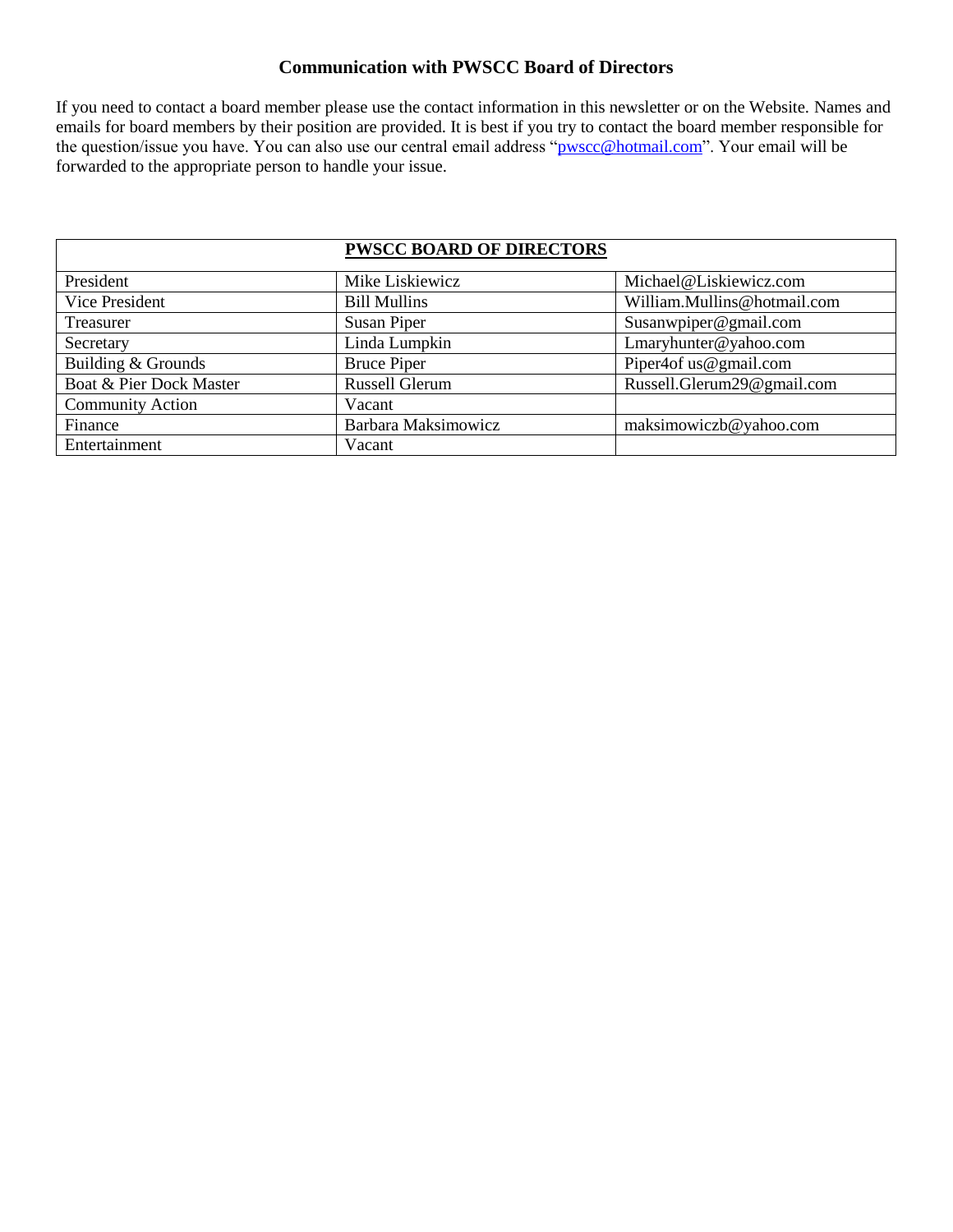## Communication with PWSCC Board of Directors

If you need to contact a board member please use the contact information in this newsletter or on the Website. Names and emails for board members by their position are provided. It is best if you try to contact the board member responsible for the question/issue you have. You can also use our central email address "pwscc@hotmail.com". Your email will be forwarded to the appropriate person to handle your issue.

| PWSCC BOARD OF DIRECTORS | | |
|---|---|---|
| President | Mike Liskiewicz | Michael@Liskiewicz.com |
| Vice President | Bill Mullins | William.Mullins@hotmail.com |
| Treasurer | Susan Piper | Susanwpiper@gmail.com |
| Secretary | Linda Lumpkin | Lmaryhunter@yahoo.com |
| Building & Grounds | Bruce Piper | Piper4of us@gmail.com |
| Boat & Pier Dock Master | Russell Glerum | Russell.Glerum29@gmail.com |
| Community Action | Vacant | |
| Finance | Barbara Maksimowicz | maksimowiczb@yahoo.com |
| Entertainment | Vacant | |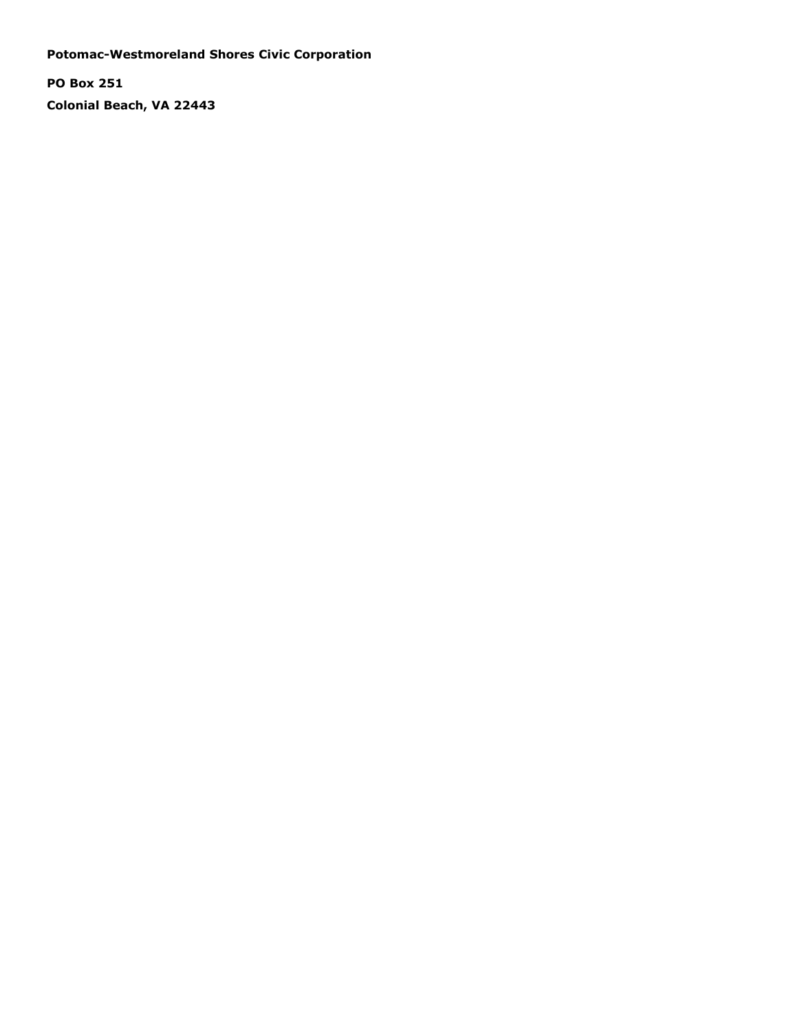**Potomac-Westmoreland Shores Civic Corporation**

**PO Box 251**

**Colonial Beach, VA 22443**